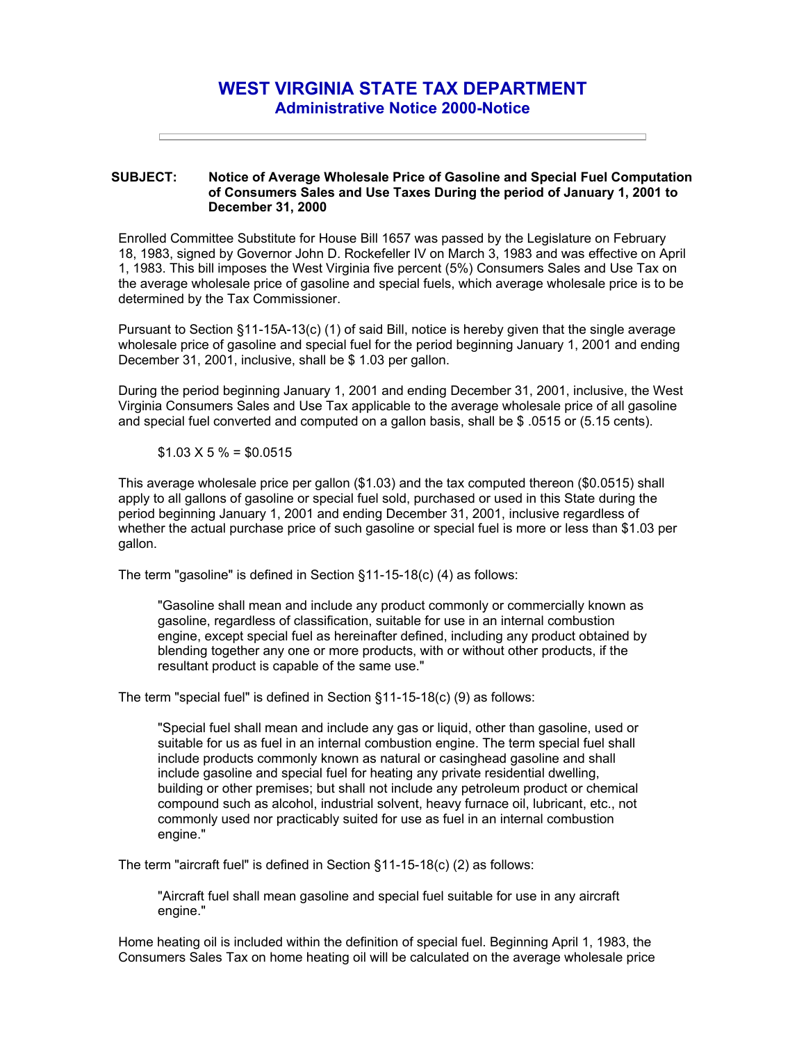# WEST VIRGINIA STATE TAX DEPARTMENT

## Administrative Notice 2000-Notice

---

**SUBJECT: Notice of Average Wholesale Price of Gasoline and Special Fuel Computation of Consumers Sales and Use Taxes During the period of January 1, 2001 to December 31, 2000**

Enrolled Committee Substitute for House Bill 1657 was passed by the Legislature on February 18, 1983, signed by Governor John D. Rockefeller IV on March 3, 1983 and was effective on April 1, 1983. This bill imposes the West Virginia five percent (5%) Consumers Sales and Use Tax on the average wholesale price of gasoline and special fuels, which average wholesale price is to be determined by the Tax Commissioner.

Pursuant to Section §11-15A-13(c) (1) of said Bill, notice is hereby given that the single average wholesale price of gasoline and special fuel for the period beginning January 1, 2001 and ending December 31, 2001, inclusive, shall be $ 1.03 per gallon.

During the period beginning January 1, 2001 and ending December 31, 2001, inclusive, the West Virginia Consumers Sales and Use Tax applicable to the average wholesale price of all gasoline and special fuel converted and computed on a gallon basis, shall be $ .0515 or (5.15 cents).

> $1.03 X 5 % = $0.0515

This average wholesale price per gallon ($1.03) and the tax computed thereon ($0.0515) shall apply to all gallons of gasoline or special fuel sold, purchased or used in this State during the period beginning January 1, 2001 and ending December 31, 2001, inclusive regardless of whether the actual purchase price of such gasoline or special fuel is more or less than $1.03 per gallon.

The term "gasoline" is defined in Section §11-15-18(c) (4) as follows:

> "Gasoline shall mean and include any product commonly or commercially known as gasoline, regardless of classification, suitable for use in an internal combustion engine, except special fuel as hereinafter defined, including any product obtained by blending together any one or more products, with or without other products, if the resultant product is capable of the same use."

The term "special fuel" is defined in Section §11-15-18(c) (9) as follows:

> "Special fuel shall mean and include any gas or liquid, other than gasoline, used or suitable for us as fuel in an internal combustion engine. The term special fuel shall include products commonly known as natural or casinghead gasoline and shall include gasoline and special fuel for heating any private residential dwelling, building or other premises; but shall not include any petroleum product or chemical compound such as alcohol, industrial solvent, heavy furnace oil, lubricant, etc., not commonly used nor practicably suited for use as fuel in an internal combustion engine."

The term "aircraft fuel" is defined in Section §11-15-18(c) (2) as follows:

> "Aircraft fuel shall mean gasoline and special fuel suitable for use in any aircraft engine."

Home heating oil is included within the definition of special fuel. Beginning April 1, 1983, the Consumers Sales Tax on home heating oil will be calculated on the average wholesale price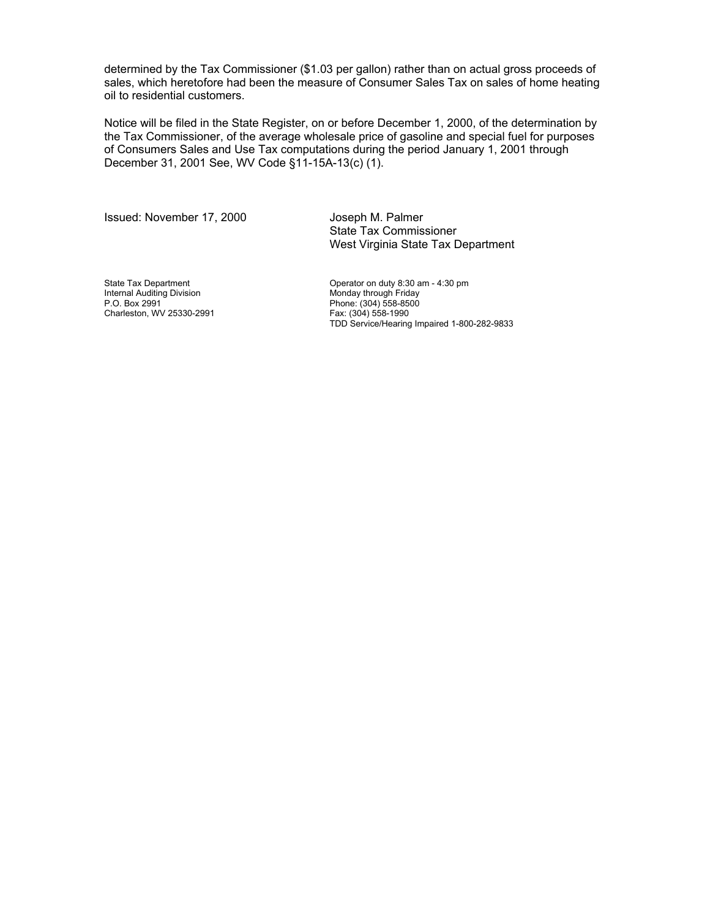determined by the Tax Commissioner ($1.03 per gallon) rather than on actual gross proceeds of sales, which heretofore had been the measure of Consumer Sales Tax on sales of home heating oil to residential customers.

Notice will be filed in the State Register, on or before December 1, 2000, of the determination by the Tax Commissioner, of the average wholesale price of gasoline and special fuel for purposes of Consumers Sales and Use Tax computations during the period January 1, 2001 through December 31, 2001 See, WV Code §11-15A-13(c) (1).

Issued: November 17, 2000

Joseph M. Palmer
State Tax Commissioner
West Virginia State Tax Department

State Tax Department
Internal Auditing Division
P.O. Box 2991
Charleston, WV 25330-2991

Operator on duty 8:30 am - 4:30 pm
Monday through Friday
Phone: (304) 558-8500
Fax: (304) 558-1990
TDD Service/Hearing Impaired 1-800-282-9833